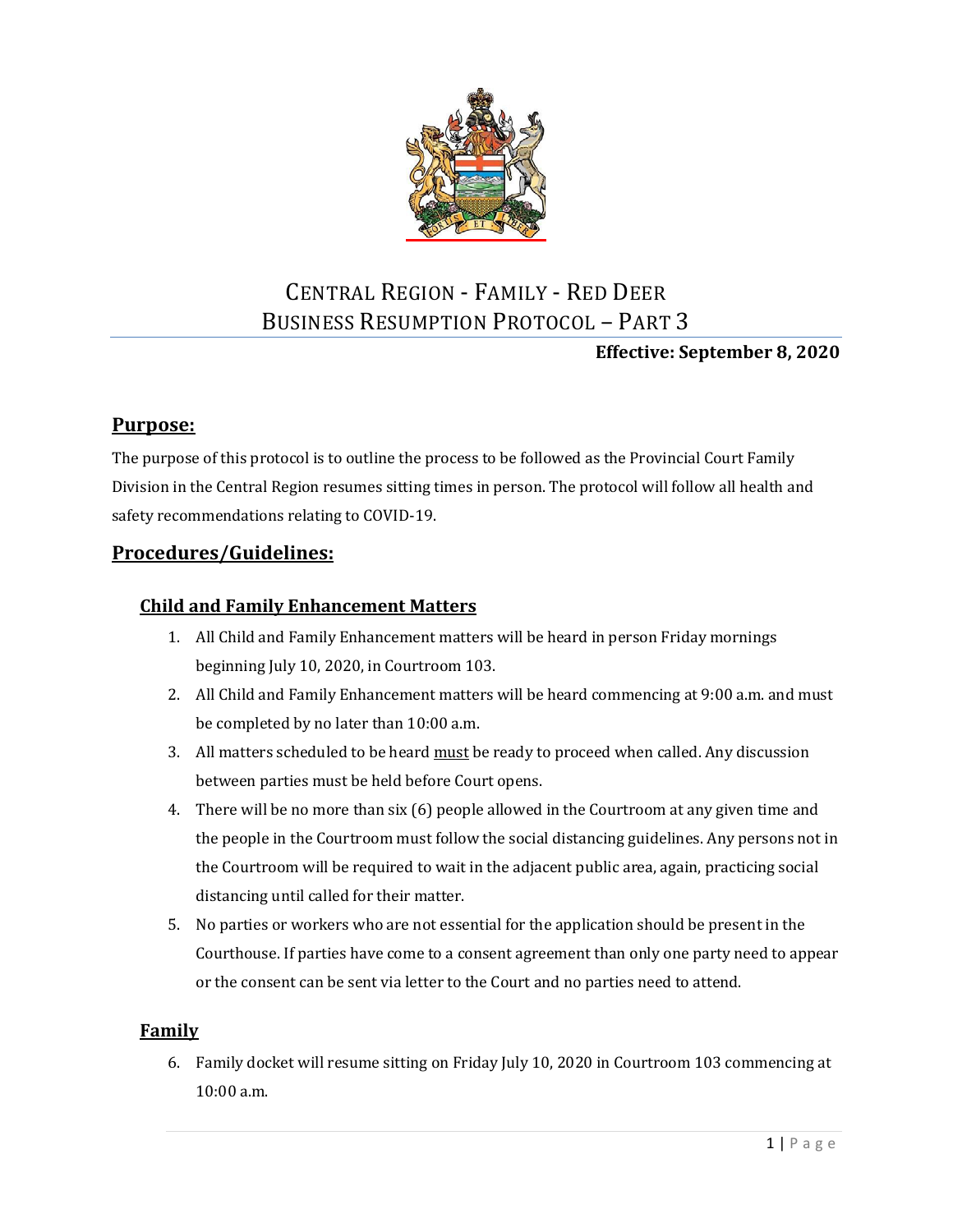# CENTRAL REGION - FAMILY - RED DEER
# BUSINESS RESUMPTION PROTOCOL – PART 3

**Effective: September 8, 2020**

## Purpose:

The purpose of this protocol is to outline the process to be followed as the Provincial Court Family Division in the Central Region resumes sitting times in person. The protocol will follow all health and safety recommendations relating to COVID-19.

## Procedures/Guidelines:

### Child and Family Enhancement Matters

1. All Child and Family Enhancement matters will be heard in person Friday mornings beginning July 10, 2020, in Courtroom 103.
2. All Child and Family Enhancement matters will be heard commencing at 9:00 a.m. and must be completed by no later than 10:00 a.m.
3. All matters scheduled to be heard must be ready to proceed when called. Any discussion between parties must be held before Court opens.
4. There will be no more than six (6) people allowed in the Courtroom at any given time and the people in the Courtroom must follow the social distancing guidelines. Any persons not in the Courtroom will be required to wait in the adjacent public area, again, practicing social distancing until called for their matter.
5. No parties or workers who are not essential for the application should be present in the Courthouse. If parties have come to a consent agreement than only one party need to appear or the consent can be sent via letter to the Court and no parties need to attend.

### Family

6. Family docket will resume sitting on Friday July 10, 2020 in Courtroom 103 commencing at 10:00 a.m.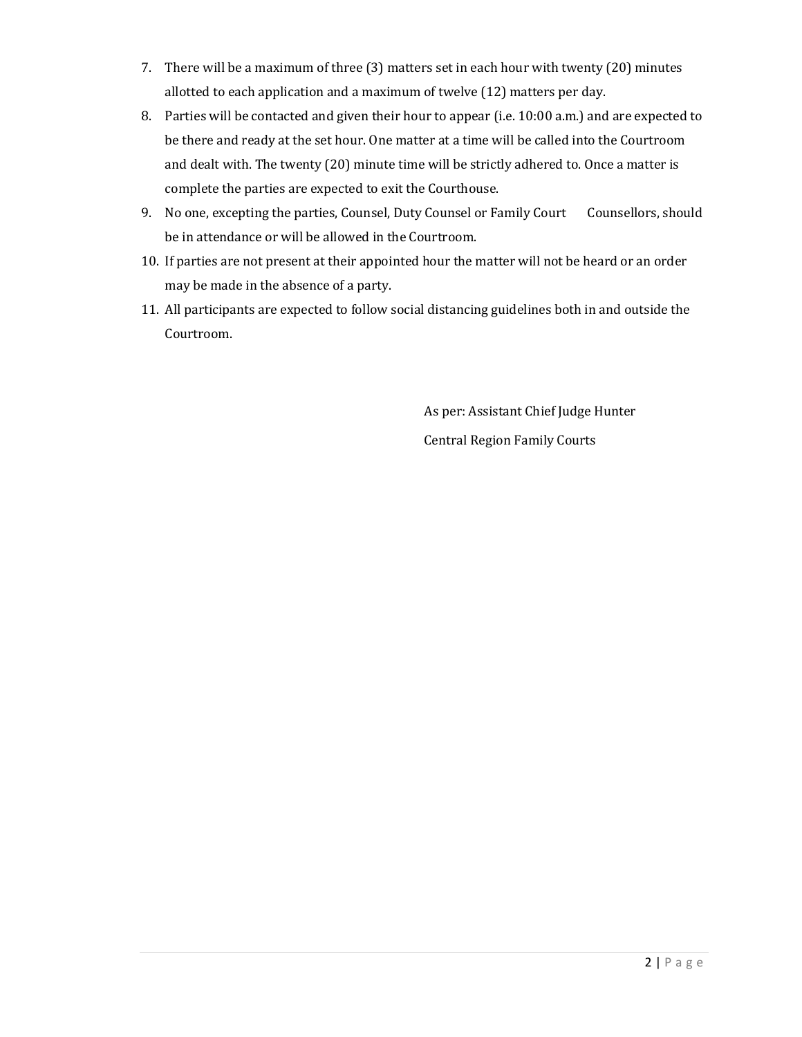7. There will be a maximum of three (3) matters set in each hour with twenty (20) minutes allotted to each application and a maximum of twelve (12) matters per day.
8. Parties will be contacted and given their hour to appear (i.e. 10:00 a.m.) and are expected to be there and ready at the set hour. One matter at a time will be called into the Courtroom and dealt with. The twenty (20) minute time will be strictly adhered to. Once a matter is complete the parties are expected to exit the Courthouse.
9. No one, excepting the parties, Counsel, Duty Counsel or Family Court Counsellors, should be in attendance or will be allowed in the Courtroom.
10. If parties are not present at their appointed hour the matter will not be heard or an order may be made in the absence of a party.
11. All participants are expected to follow social distancing guidelines both in and outside the Courtroom.

As per: Assistant Chief Judge Hunter

Central Region Family Courts